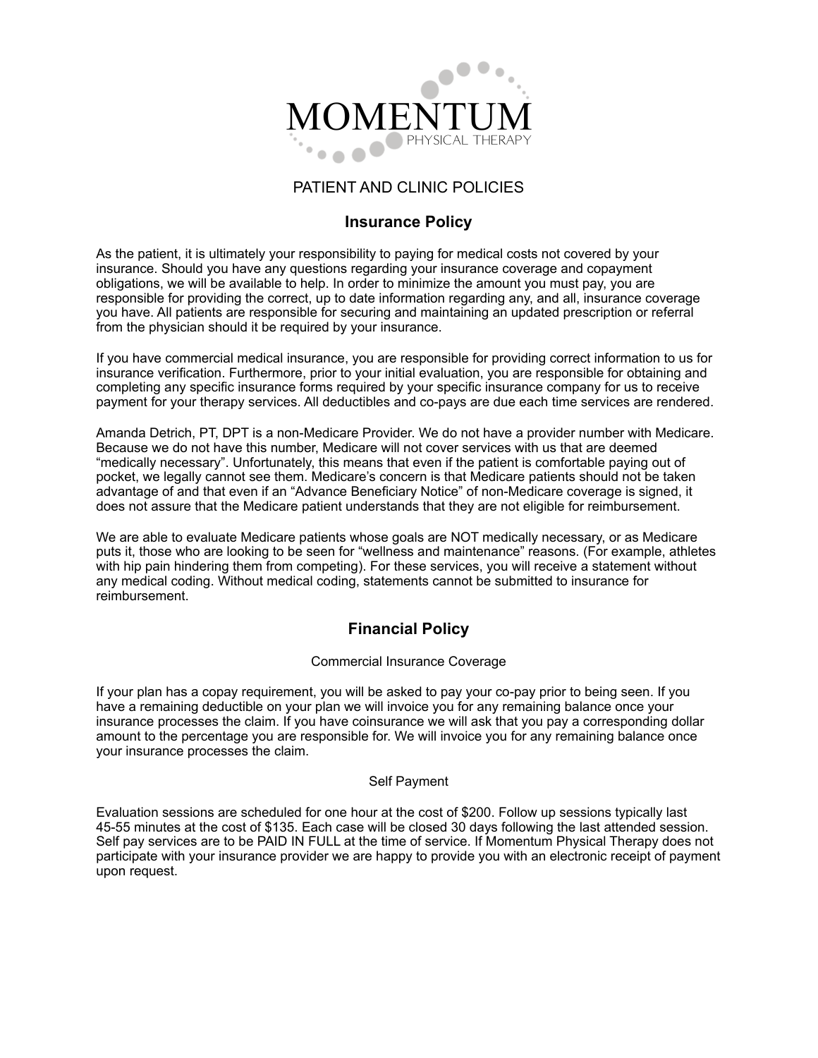MOMENTUM
PHYSICAL THERAPY

# PATIENT AND CLINIC POLICIES

## Insurance Policy

As the patient, it is ultimately your responsibility to paying for medical costs not covered by your insurance. Should you have any questions regarding your insurance coverage and copayment obligations, we will be available to help. In order to minimize the amount you must pay, you are responsible for providing the correct, up to date information regarding any, and all, insurance coverage you have. All patients are responsible for securing and maintaining an updated prescription or referral from the physician should it be required by your insurance.

If you have commercial medical insurance, you are responsible for providing correct information to us for insurance verification. Furthermore, prior to your initial evaluation, you are responsible for obtaining and completing any specific insurance forms required by your specific insurance company for us to receive payment for your therapy services. All deductibles and co-pays are due each time services are rendered.

Amanda Detrich, PT, DPT is a non-Medicare Provider. We do not have a provider number with Medicare. Because we do not have this number, Medicare will not cover services with us that are deemed “medically necessary”. Unfortunately, this means that even if the patient is comfortable paying out of pocket, we legally cannot see them. Medicare’s concern is that Medicare patients should not be taken advantage of and that even if an “Advance Beneficiary Notice” of non-Medicare coverage is signed, it does not assure that the Medicare patient understands that they are not eligible for reimbursement.

We are able to evaluate Medicare patients whose goals are NOT medically necessary, or as Medicare puts it, those who are looking to be seen for “wellness and maintenance” reasons. (For example, athletes with hip pain hindering them from competing). For these services, you will receive a statement without any medical coding. Without medical coding, statements cannot be submitted to insurance for reimbursement.

## Financial Policy

### Commercial Insurance Coverage

If your plan has a copay requirement, you will be asked to pay your co-pay prior to being seen. If you have a remaining deductible on your plan we will invoice you for any remaining balance once your insurance processes the claim. If you have coinsurance we will ask that you pay a corresponding dollar amount to the percentage you are responsible for. We will invoice you for any remaining balance once your insurance processes the claim.

### Self Payment

Evaluation sessions are scheduled for one hour at the cost of $200. Follow up sessions typically last 45-55 minutes at the cost of $135. Each case will be closed 30 days following the last attended session. Self pay services are to be PAID IN FULL at the time of service. If Momentum Physical Therapy does not participate with your insurance provider we are happy to provide you with an electronic receipt of payment upon request.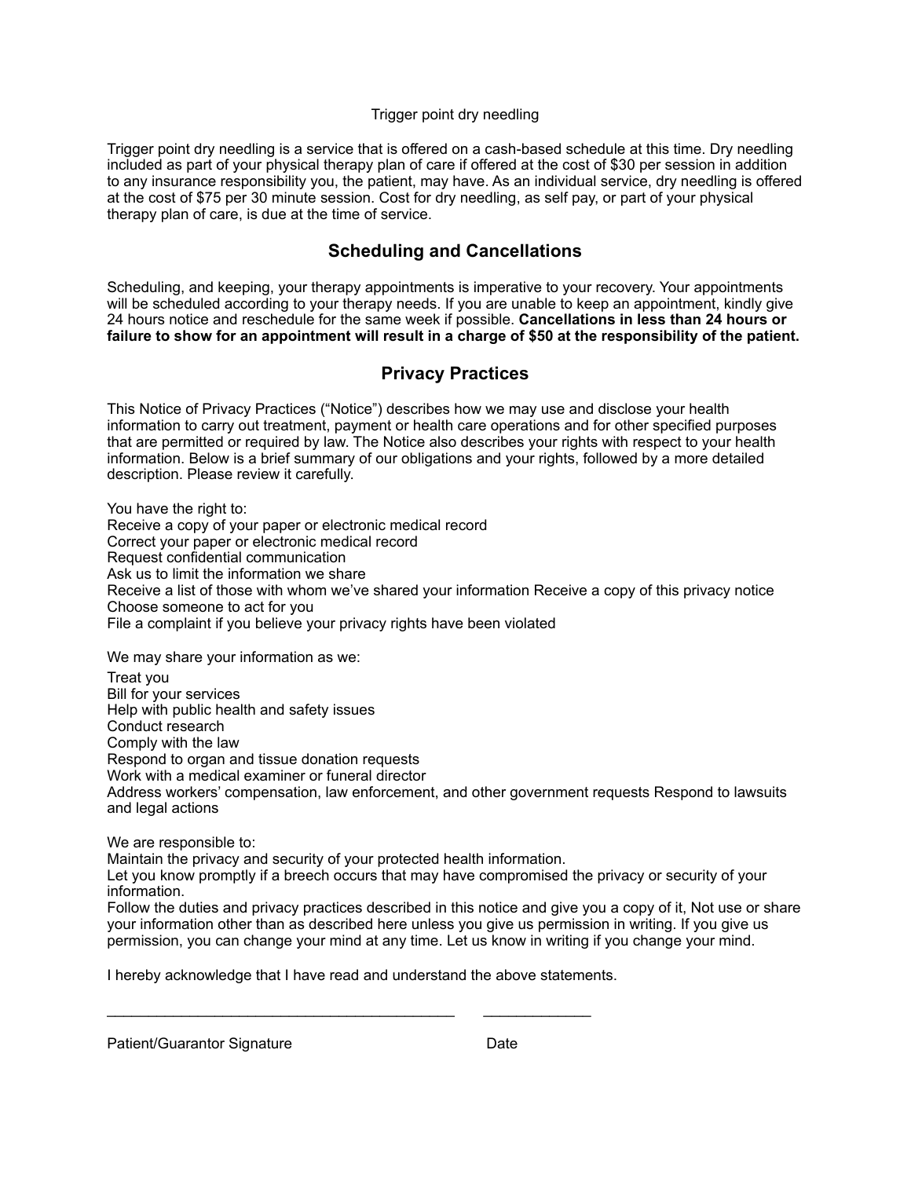Trigger point dry needling

Trigger point dry needling is a service that is offered on a cash-based schedule at this time. Dry needling included as part of your physical therapy plan of care if offered at the cost of $30 per session in addition to any insurance responsibility you, the patient, may have. As an individual service, dry needling is offered at the cost of $75 per 30 minute session. Cost for dry needling, as self pay, or part of your physical therapy plan of care, is due at the time of service.

## Scheduling and Cancellations

Scheduling, and keeping, your therapy appointments is imperative to your recovery. Your appointments will be scheduled according to your therapy needs. If you are unable to keep an appointment, kindly give 24 hours notice and reschedule for the same week if possible. **Cancellations in less than 24 hours or failure to show for an appointment will result in a charge of $50 at the responsibility of the patient.**

## Privacy Practices

This Notice of Privacy Practices ("Notice") describes how we may use and disclose your health information to carry out treatment, payment or health care operations and for other specified purposes that are permitted or required by law. The Notice also describes your rights with respect to your health information. Below is a brief summary of our obligations and your rights, followed by a more detailed description. Please review it carefully.

You have the right to:
Receive a copy of your paper or electronic medical record
Correct your paper or electronic medical record
Request confidential communication
Ask us to limit the information we share
Receive a list of those with whom we've shared your information Receive a copy of this privacy notice
Choose someone to act for you
File a complaint if you believe your privacy rights have been violated

We may share your information as we:
Treat you
Bill for your services
Help with public health and safety issues
Conduct research
Comply with the law
Respond to organ and tissue donation requests
Work with a medical examiner or funeral director
Address workers' compensation, law enforcement, and other government requests Respond to lawsuits and legal actions

We are responsible to:
Maintain the privacy and security of your protected health information.
Let you know promptly if a breech occurs that may have compromised the privacy or security of your information.
Follow the duties and privacy practices described in this notice and give you a copy of it, Not use or share your information other than as described here unless you give us permission in writing. If you give us permission, you can change your mind at any time. Let us know in writing if you change your mind.

I hereby acknowledge that I have read and understand the above statements.

\_\_\_\_\_\_\_\_\_\_\_\_\_\_\_\_\_\_\_\_\_\_\_\_\_\_\_\_\_\_\_\_\_\_\_\_\_\_\_\_\_\_ \_\_\_\_\_\_\_\_\_\_\_\_\_

Patient/Guarantor Signature Date